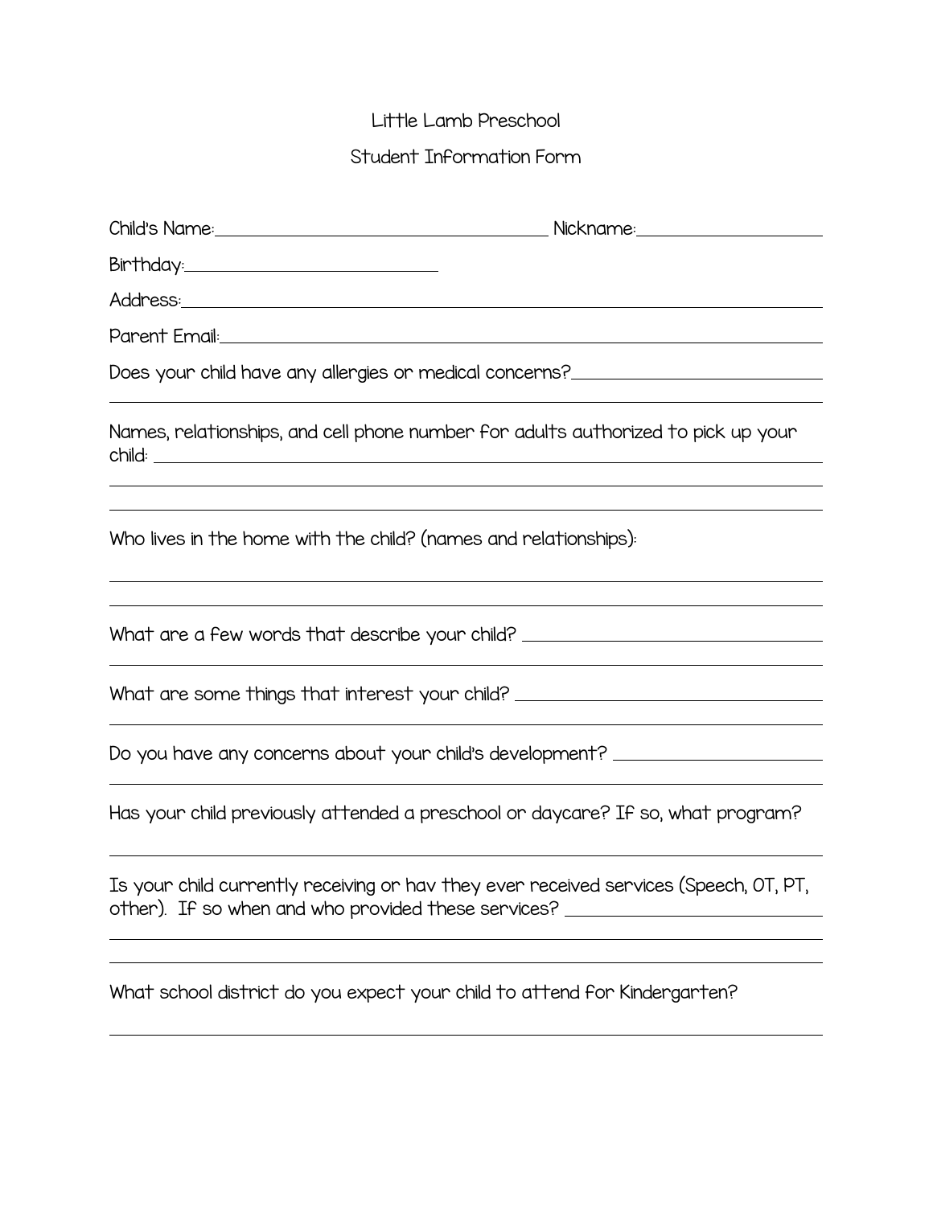# Little Lamb Preschool

## Student Information Form

Child's Name:______________________________ Nickname:________________

Birthday:______________________

Address:__________________________________________________________

Parent Email:______________________________________________________

Does your child have any allergies or medical concerns?____________________

__________________________________________________________________

Names, relationships, and cell phone number for adults authorized to pick up your child: ______________________________________________________________

__________________________________________________________________

__________________________________________________________________

Who lives in the home with the child? (names and relationships):

__________________________________________________________________

__________________________________________________________________

What are a few words that describe your child? ___________________________

__________________________________________________________________

What are some things that interest your child? ___________________________

__________________________________________________________________

Do you have any concerns about your child's development? _________________

__________________________________________________________________

Has your child previously attended a preschool or daycare? If so, what program?

__________________________________________________________________

Is your child currently receiving or hav they ever received services (Speech, OT, PT, other). If so when and who provided these services? ____________________

__________________________________________________________________

__________________________________________________________________

What school district do you expect your child to attend for Kindergarten?

__________________________________________________________________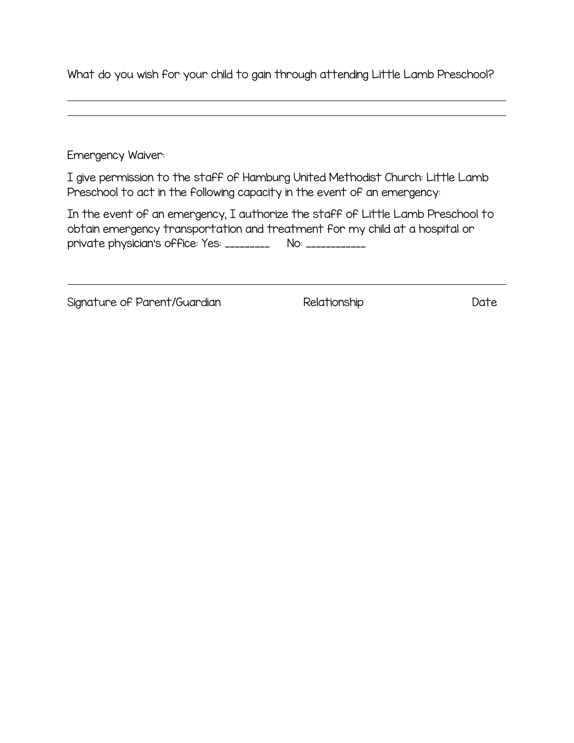What do you wish for your child to gain through attending Little Lamb Preschool?

______________________________________________________________________________

______________________________________________________________________________

Emergency Waiver:

I give permission to the staff of Hamburg United Methodist Church: Little Lamb Preschool to act in the following capacity in the event of an emergency:

In the event of an emergency, I authorize the staff of Little Lamb Preschool to obtain emergency transportation and treatment for my child at a hospital or private physician's office: Yes: _________ No: ____________

______________________________________________________________________________

Signature of Parent/Guardian                    Relationship                    Date